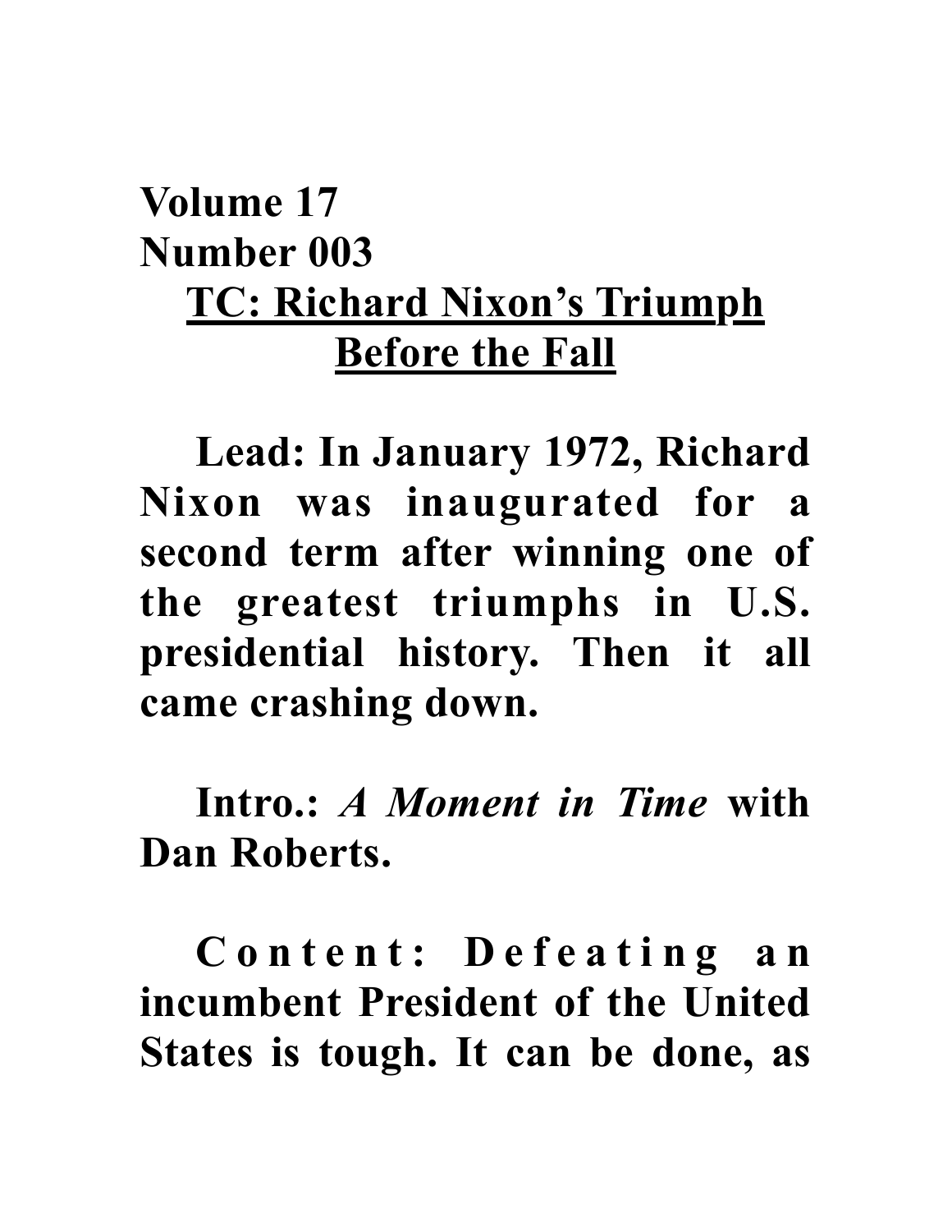**Volume 17**
**Number 003**

# TC: Richard Nixon's Triumph Before the Fall

**Lead: In January 1972, Richard Nixon was inaugurated for a second term after winning one of the greatest triumphs in U.S. presidential history. Then it all came crashing down.**

**Intro.: *A Moment in Time* with Dan Roberts.**

**Content: Defeating an incumbent President of the United States is tough. It can be done, as**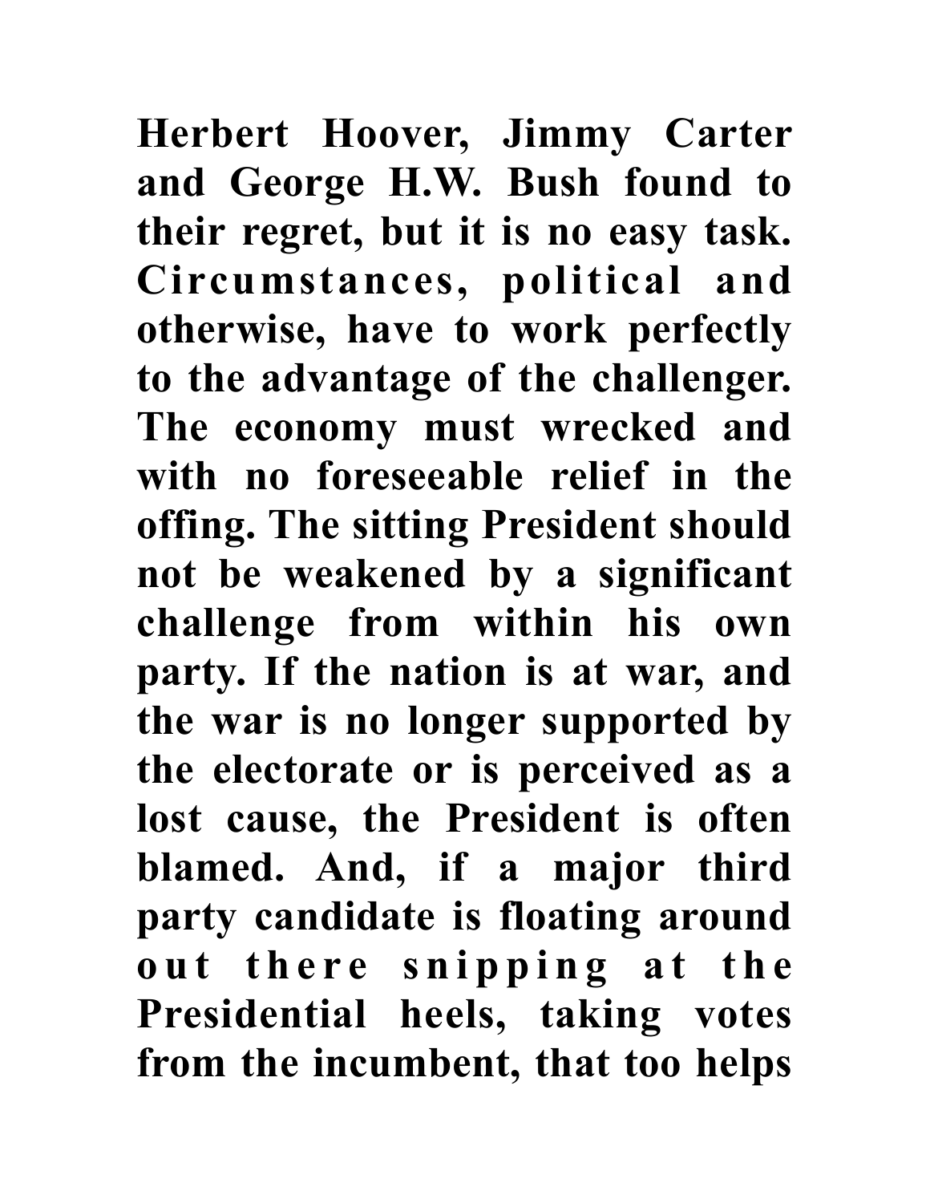**Herbert Hoover, Jimmy Carter and George H.W. Bush found to their regret, but it is no easy task. Circumstances, political and otherwise, have to work perfectly to the advantage of the challenger. The economy must wrecked and with no foreseeable relief in the offing. The sitting President should not be weakened by a significant challenge from within his own party. If the nation is at war, and the war is no longer supported by the electorate or is perceived as a lost cause, the President is often blamed. And, if a major third party candidate is floating around out there snipping at the Presidential heels, taking votes from the incumbent, that too helps**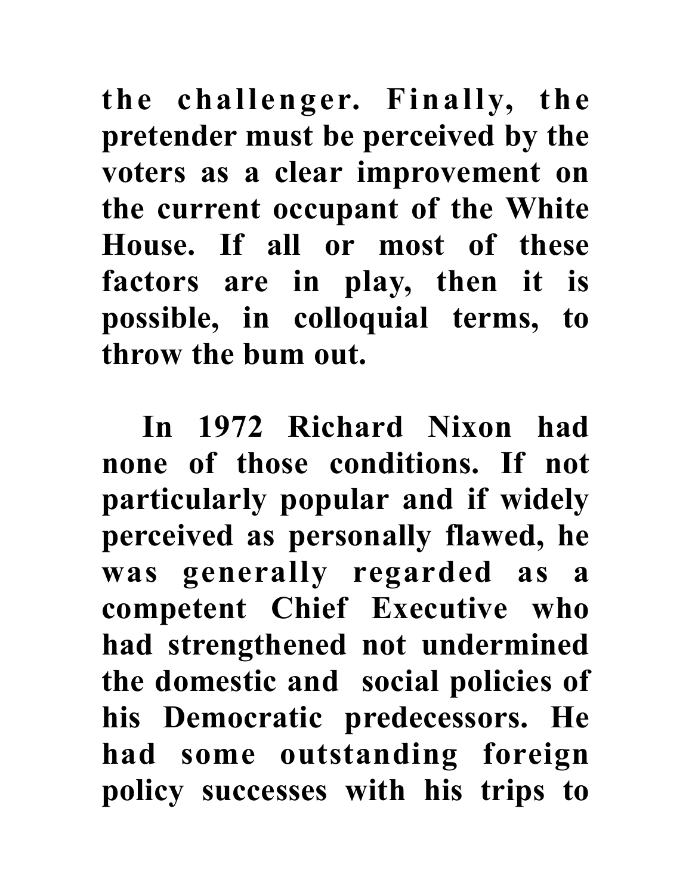**the challenger. Finally, the pretender must be perceived by the voters as a clear improvement on the current occupant of the White House. If all or most of these factors are in play, then it is possible, in colloquial terms, to throw the bum out.**

**In 1972 Richard Nixon had none of those conditions. If not particularly popular and if widely perceived as personally flawed, he was generally regarded as a competent Chief Executive who had strengthened not undermined the domestic and social policies of his Democratic predecessors. He had some outstanding foreign policy successes with his trips to**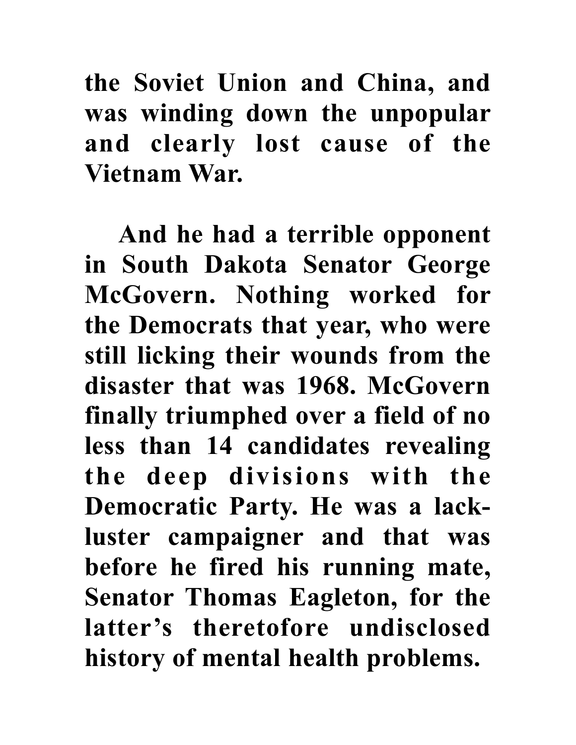**the Soviet Union and China, and was winding down the unpopular and clearly lost cause of the Vietnam War.**

**And he had a terrible opponent in South Dakota Senator George McGovern. Nothing worked for the Democrats that year, who were still licking their wounds from the disaster that was 1968. McGovern finally triumphed over a field of no less than 14 candidates revealing the deep divisions with the Democratic Party. He was a lack-luster campaigner and that was before he fired his running mate, Senator Thomas Eagleton, for the latter's theretofore undisclosed history of mental health problems.**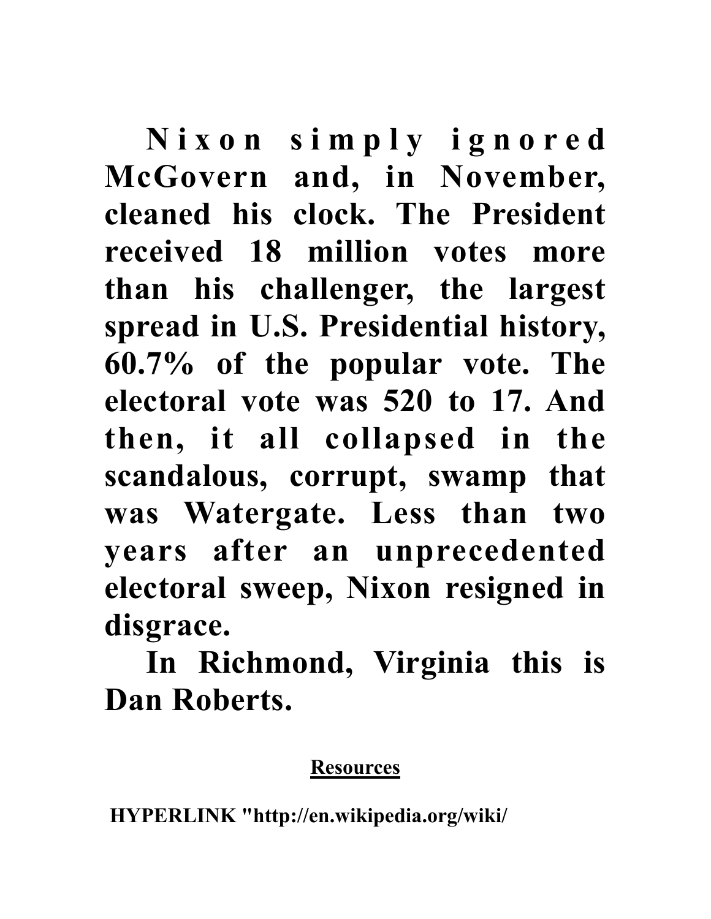**Nixon simply ignored McGovern and, in November, cleaned his clock. The President received 18 million votes more than his challenger, the largest spread in U.S. Presidential history, 60.7% of the popular vote. The electoral vote was 520 to 17. And then, it all collapsed in the scandalous, corrupt, swamp that was Watergate. Less than two years after an unprecedented electoral sweep, Nixon resigned in disgrace.**

**In Richmond, Virginia this is Dan Roberts.**

**Resources**

**HYPERLINK "http://en.wikipedia.org/wiki/**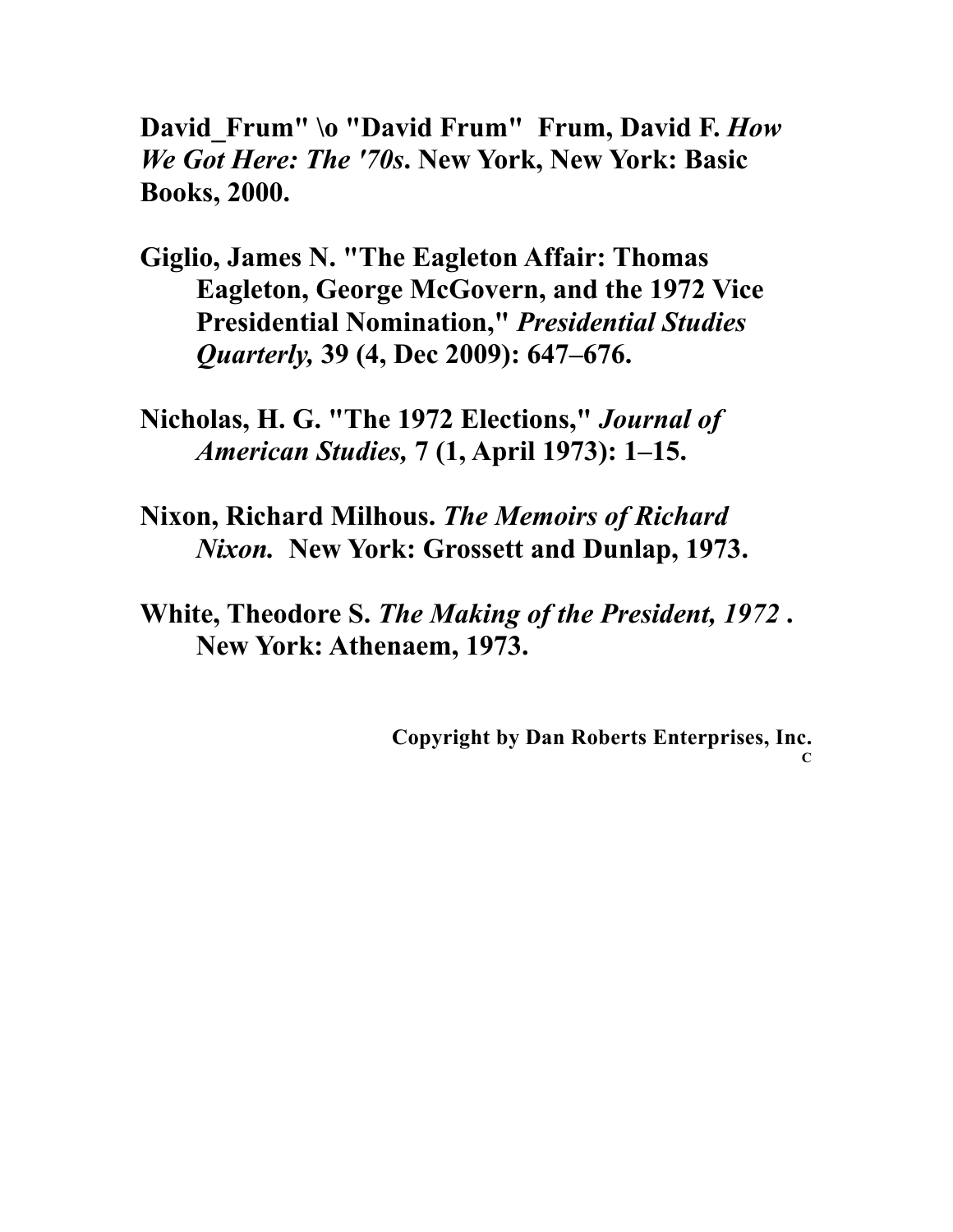**David_Frum" \o "David Frum"  Frum, David F. *How We Got Here: The '70s*. New York, New York: Basic Books, 2000.**

**Giglio, James N. "The Eagleton Affair: Thomas Eagleton, George McGovern, and the 1972 Vice Presidential Nomination," *Presidential Studies Quarterly,* 39 (4, Dec 2009): 647–676.**

**Nicholas, H. G. "The 1972 Elections," *Journal of American Studies,* 7 (1, April 1973): 1–15.**

**Nixon, Richard Milhous. *The Memoirs of Richard Nixon.*  New York: Grossett and Dunlap, 1973.**

**White, Theodore S. *The Making of the President, 1972* . New York: Athenaem, 1973.**

**Copyright by Dan Roberts Enterprises, Inc.**
**C**